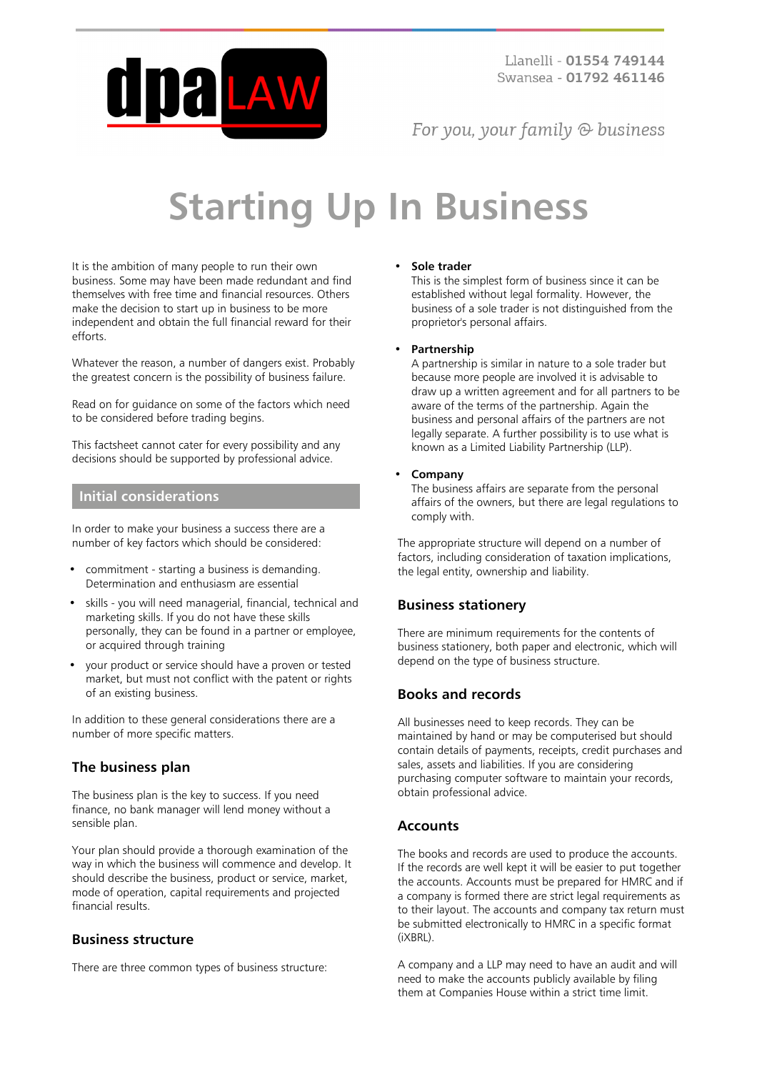Llanelli - **01554 749144**
Swansea - **01792 461146**

*For you, your family & business*

# Starting Up In Business

It is the ambition of many people to run their own business. Some may have been made redundant and find themselves with free time and financial resources. Others make the decision to start up in business to be more independent and obtain the full financial reward for their efforts.

Whatever the reason, a number of dangers exist. Probably the greatest concern is the possibility of business failure.

Read on for guidance on some of the factors which need to be considered before trading begins.

This factsheet cannot cater for every possibility and any decisions should be supported by professional advice.

## Initial considerations

In order to make your business a success there are a number of key factors which should be considered:

- commitment - starting a business is demanding. Determination and enthusiasm are essential
- skills - you will need managerial, financial, technical and marketing skills. If you do not have these skills personally, they can be found in a partner or employee, or acquired through training
- your product or service should have a proven or tested market, but must not conflict with the patent or rights of an existing business.

In addition to these general considerations there are a number of more specific matters.

### The business plan

The business plan is the key to success. If you need finance, no bank manager will lend money without a sensible plan.

Your plan should provide a thorough examination of the way in which the business will commence and develop. It should describe the business, product or service, market, mode of operation, capital requirements and projected financial results.

### Business structure

There are three common types of business structure:

- **Sole trader**
  This is the simplest form of business since it can be established without legal formality. However, the business of a sole trader is not distinguished from the proprietor's personal affairs.

- **Partnership**
  A partnership is similar in nature to a sole trader but because more people are involved it is advisable to draw up a written agreement and for all partners to be aware of the terms of the partnership. Again the business and personal affairs of the partners are not legally separate. A further possibility is to use what is known as a Limited Liability Partnership (LLP).

- **Company**
  The business affairs are separate from the personal affairs of the owners, but there are legal regulations to comply with.

The appropriate structure will depend on a number of factors, including consideration of taxation implications, the legal entity, ownership and liability.

### Business stationery

There are minimum requirements for the contents of business stationery, both paper and electronic, which will depend on the type of business structure.

### Books and records

All businesses need to keep records. They can be maintained by hand or may be computerised but should contain details of payments, receipts, credit purchases and sales, assets and liabilities. If you are considering purchasing computer software to maintain your records, obtain professional advice.

### Accounts

The books and records are used to produce the accounts. If the records are well kept it will be easier to put together the accounts. Accounts must be prepared for HMRC and if a company is formed there are strict legal requirements as to their layout. The accounts and company tax return must be submitted electronically to HMRC in a specific format (iXBRL).

A company and a LLP may need to have an audit and will need to make the accounts publicly available by filing them at Companies House within a strict time limit.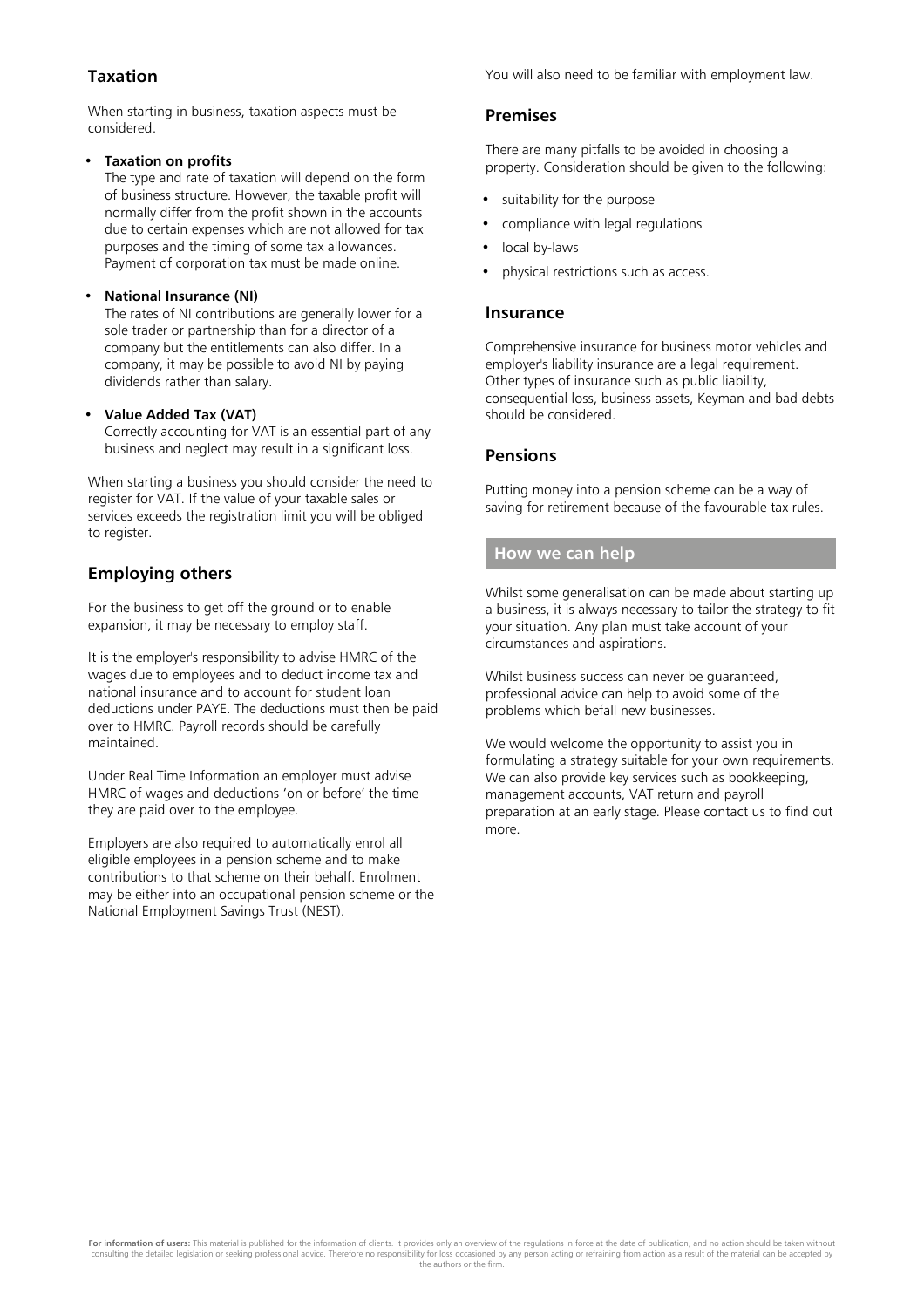## Taxation

When starting in business, taxation aspects must be considered.

- **Taxation on profits**
  The type and rate of taxation will depend on the form of business structure. However, the taxable profit will normally differ from the profit shown in the accounts due to certain expenses which are not allowed for tax purposes and the timing of some tax allowances. Payment of corporation tax must be made online.

- **National Insurance (NI)**
  The rates of NI contributions are generally lower for a sole trader or partnership than for a director of a company but the entitlements can also differ. In a company, it may be possible to avoid NI by paying dividends rather than salary.

- **Value Added Tax (VAT)**
  Correctly accounting for VAT is an essential part of any business and neglect may result in a significant loss.

When starting a business you should consider the need to register for VAT. If the value of your taxable sales or services exceeds the registration limit you will be obliged to register.

## Employing others

For the business to get off the ground or to enable expansion, it may be necessary to employ staff.

It is the employer's responsibility to advise HMRC of the wages due to employees and to deduct income tax and national insurance and to account for student loan deductions under PAYE. The deductions must then be paid over to HMRC. Payroll records should be carefully maintained.

Under Real Time Information an employer must advise HMRC of wages and deductions 'on or before' the time they are paid over to the employee.

Employers are also required to automatically enrol all eligible employees in a pension scheme and to make contributions to that scheme on their behalf. Enrolment may be either into an occupational pension scheme or the National Employment Savings Trust (NEST).

You will also need to be familiar with employment law.

## Premises

There are many pitfalls to be avoided in choosing a property. Consideration should be given to the following:

- suitability for the purpose
- compliance with legal regulations
- local by-laws
- physical restrictions such as access.

## Insurance

Comprehensive insurance for business motor vehicles and employer's liability insurance are a legal requirement. Other types of insurance such as public liability, consequential loss, business assets, Keyman and bad debts should be considered.

## Pensions

Putting money into a pension scheme can be a way of saving for retirement because of the favourable tax rules.

## How we can help

Whilst some generalisation can be made about starting up a business, it is always necessary to tailor the strategy to fit your situation. Any plan must take account of your circumstances and aspirations.

Whilst business success can never be guaranteed, professional advice can help to avoid some of the problems which befall new businesses.

We would welcome the opportunity to assist you in formulating a strategy suitable for your own requirements. We can also provide key services such as bookkeeping, management accounts, VAT return and payroll preparation at an early stage. Please contact us to find out more.

**For information of users:** This material is published for the information of clients. It provides only an overview of the regulations in force at the date of publication, and no action should be taken without consulting the detailed legislation or seeking professional advice. Therefore no responsibility for loss occasioned by any person acting or refraining from action as a result of the material can be accepted by the authors or the firm.